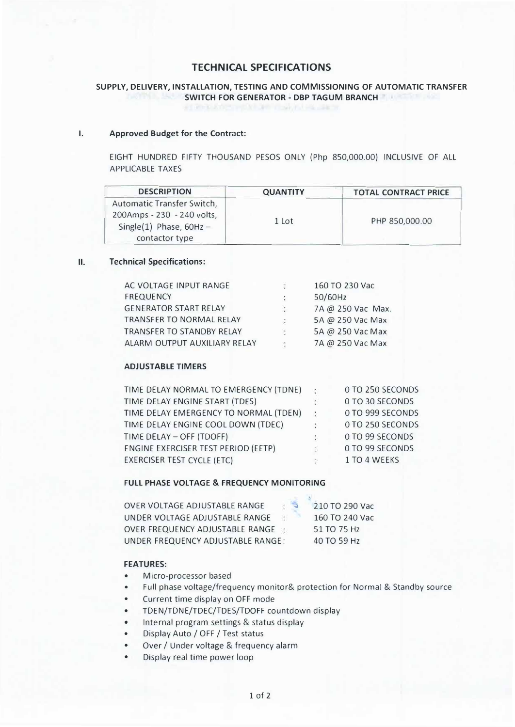# TECHNICAL SPECIFICATIONS

## SUPPLY, DELIVERY, INSTALLATION, TESTING AND COMMISSIONING OF AUTOMATIC TRANSFER SWITCH FOR GENERATOR - DBP TAGUM BRANCH

**I. Approved Budget for the Contract:**

EIGHT HUNDRED FIFTY THOUSAND PESOS ONLY (Php 850,000.00) INCLUSIVE OF ALL APPLICABLE TAXES

| DESCRIPTION | QUANTITY | TOTAL CONTRACT PRICE |
|---|---|---|
| Automatic Transfer Switch, 200Amps - 230 - 240 volts, Single(1) Phase, 60Hz – contactor type | 1 Lot | PHP 850,000.00 |

**II. Technical Specifications:**

| | | |
|---|---|---|
| AC VOLTAGE INPUT RANGE | : | 160 TO 230 Vac |
| FREQUENCY | : | 50/60Hz |
| GENERATOR START RELAY | : | 7A @ 250 Vac Max. |
| TRANSFER TO NORMAL RELAY | : | 5A @ 250 Vac Max |
| TRANSFER TO STANDBY RELAY | : | 5A @ 250 Vac Max |
| ALARM OUTPUT AUXILIARY RELAY | : | 7A @ 250 Vac Max |

**ADJUSTABLE TIMERS**

| | | |
|---|---|---|
| TIME DELAY NORMAL TO EMERGENCY (TDNE) | : | 0 TO 250 SECONDS |
| TIME DELAY ENGINE START (TDES) | : | 0 TO 30 SECONDS |
| TIME DELAY EMERGENCY TO NORMAL (TDEN) | : | 0 TO 999 SECONDS |
| TIME DELAY ENGINE COOL DOWN (TDEC) | : | 0 TO 250 SECONDS |
| TIME DELAY – OFF (TDOFF) | : | 0 TO 99 SECONDS |
| ENGINE EXERCISER TEST PERIOD (EETP) | : | 0 TO 99 SECONDS |
| EXERCISER TEST CYCLE (ETC) | : | 1 TO 4 WEEKS |

**FULL PHASE VOLTAGE & FREQUENCY MONITORING**

| | | |
|---|---|---|
| OVER VOLTAGE ADJUSTABLE RANGE | : | 210 TO 290 Vac |
| UNDER VOLTAGE ADJUSTABLE RANGE | : | 160 TO 240 Vac |
| OVER FREQUENCY ADJUSTABLE RANGE | : | 51 TO 75 Hz |
| UNDER FREQUENCY ADJUSTABLE RANGE | : | 40 TO 59 Hz |

**FEATURES:**

- Micro-processor based
- Full phase voltage/frequency monitor& protection for Normal & Standby source
- Current time display on OFF mode
- TDEN/TDNE/TDEC/TDES/TDOFF countdown display
- Internal program settings & status display
- Display Auto / OFF / Test status
- Over / Under voltage & frequency alarm
- Display real time power loop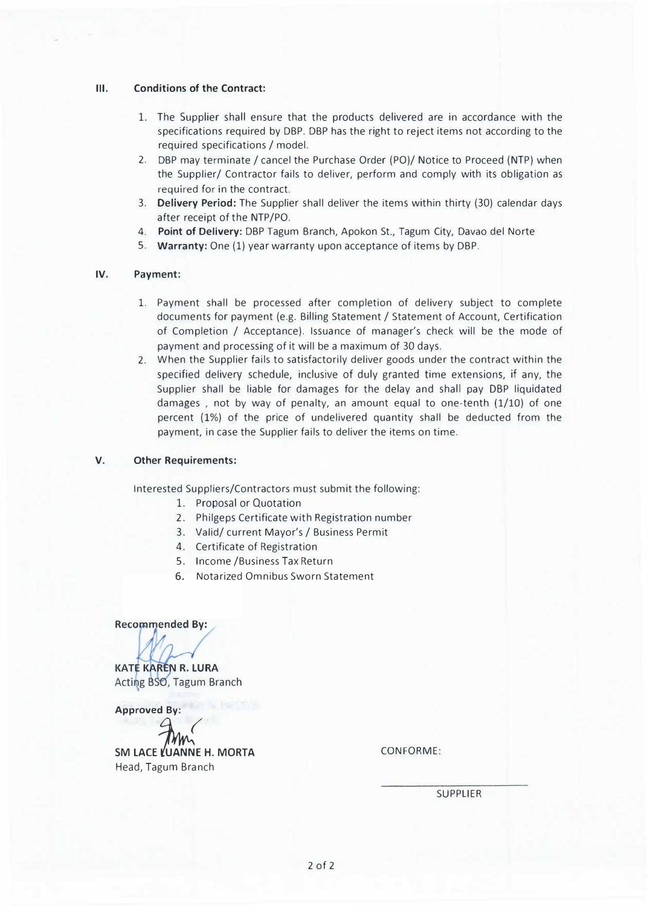## III. Conditions of the Contract:

1. The Supplier shall ensure that the products delivered are in accordance with the specifications required by DBP. DBP has the right to reject items not according to the required specifications / model.
2. DBP may terminate / cancel the Purchase Order (PO)/ Notice to Proceed (NTP) when the Supplier/ Contractor fails to deliver, perform and comply with its obligation as required for in the contract.
3. **Delivery Period:** The Supplier shall deliver the items within thirty (30) calendar days after receipt of the NTP/PO.
4. **Point of Delivery:** DBP Tagum Branch, Apokon St., Tagum City, Davao del Norte
5. **Warranty:** One (1) year warranty upon acceptance of items by DBP.

## IV. Payment:

1. Payment shall be processed after completion of delivery subject to complete documents for payment (e.g. Billing Statement / Statement of Account, Certification of Completion / Acceptance). Issuance of manager's check will be the mode of payment and processing of it will be a maximum of 30 days.
2. When the Supplier fails to satisfactorily deliver goods under the contract within the specified delivery schedule, inclusive of duly granted time extensions, if any, the Supplier shall be liable for damages for the delay and shall pay DBP liquidated damages , not by way of penalty, an amount equal to one-tenth (1/10) of one percent (1%) of the price of undelivered quantity shall be deducted from the payment, in case the Supplier fails to deliver the items on time.

## V. Other Requirements:

Interested Suppliers/Contractors must submit the following:

1. Proposal or Quotation
2. Philgeps Certificate with Registration number
3. Valid/ current Mayor's / Business Permit
4. Certificate of Registration
5. Income /Business Tax Return
6. Notarized Omnibus Sworn Statement

**Recommended By:**

**KATE KAREN R. LURA**
Acting BSO, Tagum Branch

**Approved By:**

**SM LACE LUANNE H. MORTA**
Head, Tagum Branch

CONFORME:

\_\_\_\_\_\_\_\_\_\_\_\_\_\_\_\_\_\_\_\_\_\_\_\_
SUPPLIER